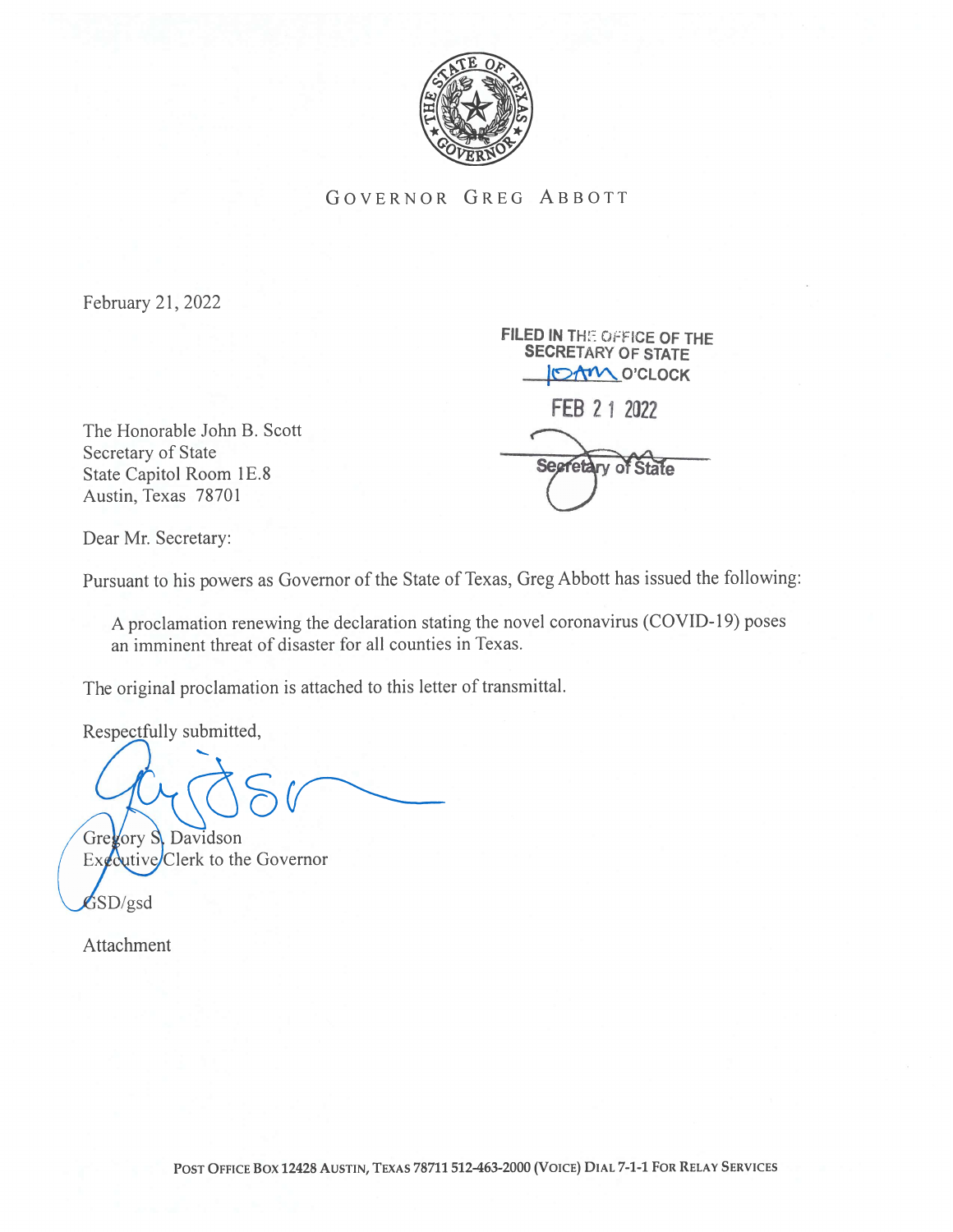GOVERNOR GREG ABBOTT

February 21, 2022

FILED IN THE OFFICE OF THE SECRETARY OF STATE
10AM O'CLOCK
FEB 21 2022
Secretary of State

The Honorable John B. Scott
Secretary of State
State Capitol Room 1E.8
Austin, Texas 78701

Dear Mr. Secretary:

Pursuant to his powers as Governor of the State of Texas, Greg Abbott has issued the following:

> A proclamation renewing the declaration stating the novel coronavirus (COVID-19) poses an imminent threat of disaster for all counties in Texas.

The original proclamation is attached to this letter of transmittal.

Respectfully submitted,

Gregory S. Davidson
Executive Clerk to the Governor

GSD/gsd

Attachment

POST OFFICE BOX 12428 AUSTIN, TEXAS 78711 512-463-2000 (VOICE) DIAL 7-1-1 FOR RELAY SERVICES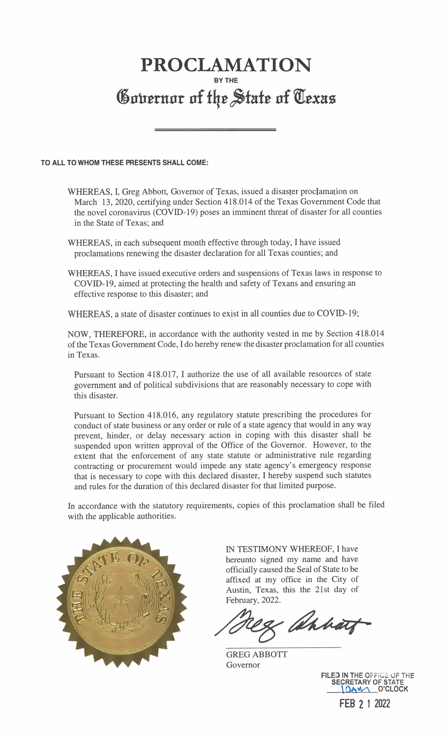# PROCLAMATION

**BY THE**

## Governor of the State of Texas

**TO ALL TO WHOM THESE PRESENTS SHALL COME:**

WHEREAS, I, Greg Abbott, Governor of Texas, issued a disaster proclamation on March 13, 2020, certifying under Section 418.014 of the Texas Government Code that the novel coronavirus (COVID-19) poses an imminent threat of disaster for all counties in the State of Texas; and

WHEREAS, in each subsequent month effective through today, I have issued proclamations renewing the disaster declaration for all Texas counties; and

WHEREAS, I have issued executive orders and suspensions of Texas laws in response to COVID-19, aimed at protecting the health and safety of Texans and ensuring an effective response to this disaster; and

WHEREAS, a state of disaster continues to exist in all counties due to COVID-19;

NOW, THEREFORE, in accordance with the authority vested in me by Section 418.014 of the Texas Government Code, I do hereby renew the disaster proclamation for all counties in Texas.

Pursuant to Section 418.017, I authorize the use of all available resources of state government and of political subdivisions that are reasonably necessary to cope with this disaster.

Pursuant to Section 418.016, any regulatory statute prescribing the procedures for conduct of state business or any order or rule of a state agency that would in any way prevent, hinder, or delay necessary action in coping with this disaster shall be suspended upon written approval of the Office of the Governor. However, to the extent that the enforcement of any state statute or administrative rule regarding contracting or procurement would impede any state agency's emergency response that is necessary to cope with this declared disaster, I hereby suspend such statutes and rules for the duration of this declared disaster for that limited purpose.

In accordance with the statutory requirements, copies of this proclamation shall be filed with the applicable authorities.

IN TESTIMONY WHEREOF, I have hereunto signed my name and have officially caused the Seal of State to be affixed at my office in the City of Austin, Texas, this the 21st day of February, 2022.

GREG ABBOTT
Governor

FILED IN THE OFFICE OF THE SECRETARY OF STATE
10AM O'CLOCK

FEB 21 2022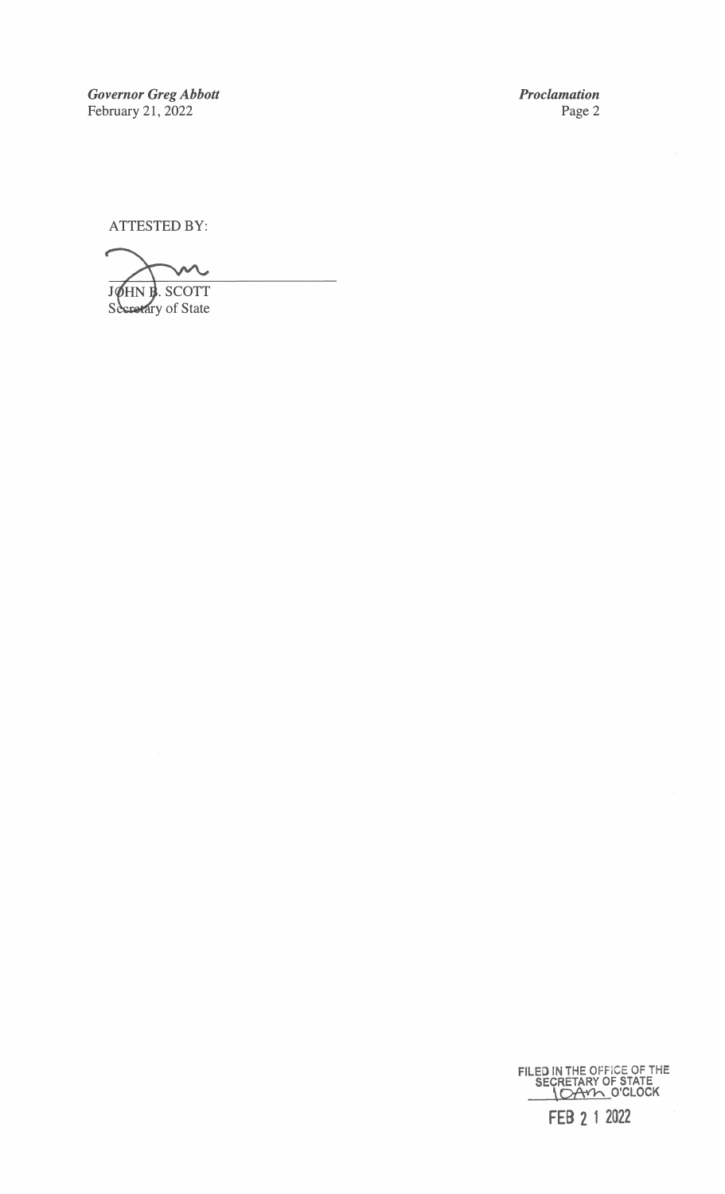ATTESTED BY:

JOHN B. SCOTT
Secretary of State

FILED IN THE OFFICE OF THE SECRETARY OF STATE
10Am O'CLOCK

FEB 21 2022